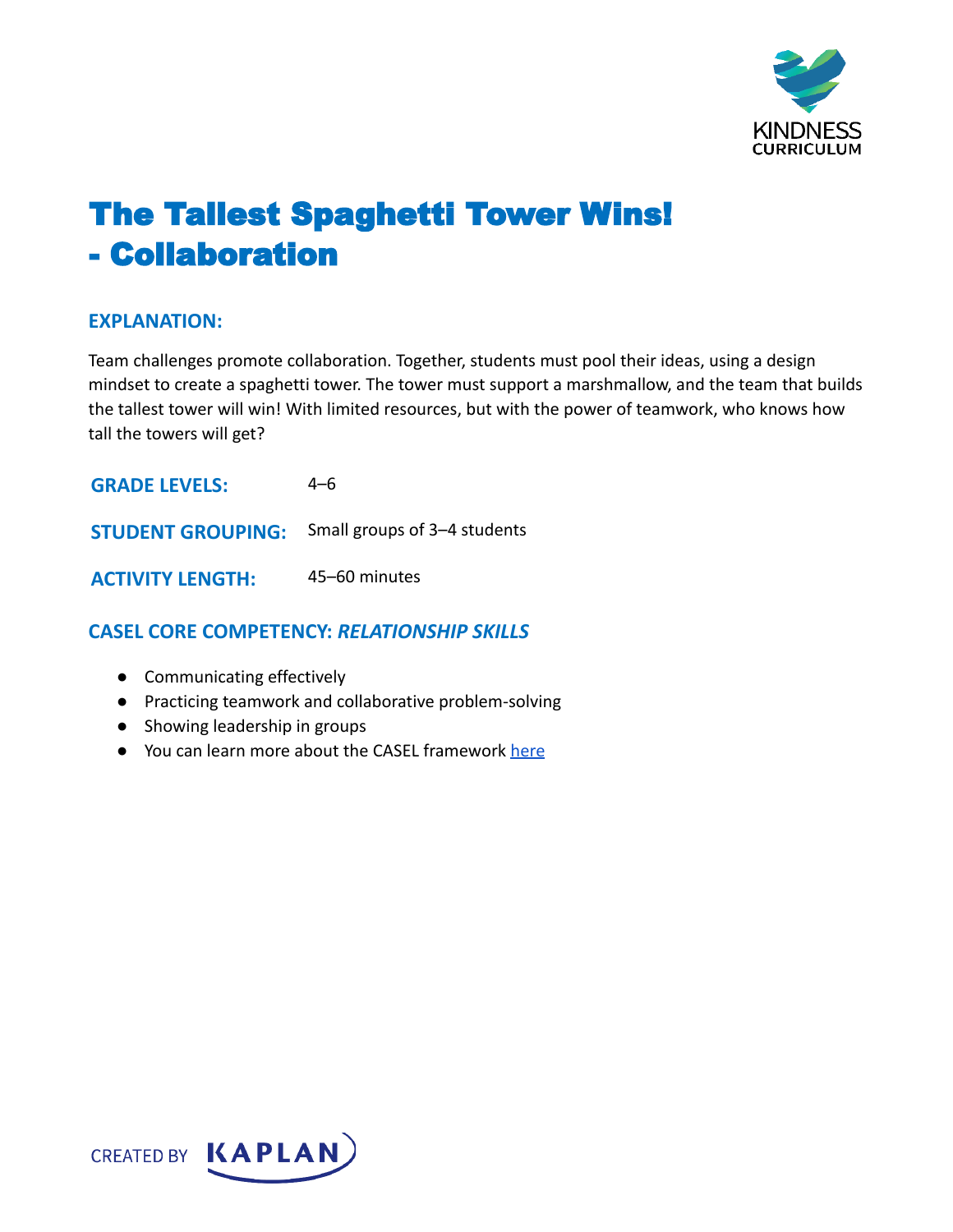# The Tallest Spaghetti Tower Wins! - Collaboration

## EXPLANATION:

Team challenges promote collaboration. Together, students must pool their ideas, using a design mindset to create a spaghetti tower. The tower must support a marshmallow, and the team that builds the tallest tower will win! With limited resources, but with the power of teamwork, who knows how tall the towers will get?

**GRADE LEVELS:** 4–6

**STUDENT GROUPING:** Small groups of 3–4 students

**ACTIVITY LENGTH:** 45–60 minutes

## CASEL CORE COMPETENCY: *RELATIONSHIP SKILLS*

- Communicating effectively
- Practicing teamwork and collaborative problem-solving
- Showing leadership in groups
- You can learn more about the CASEL framework here

CREATED BY KAPLAN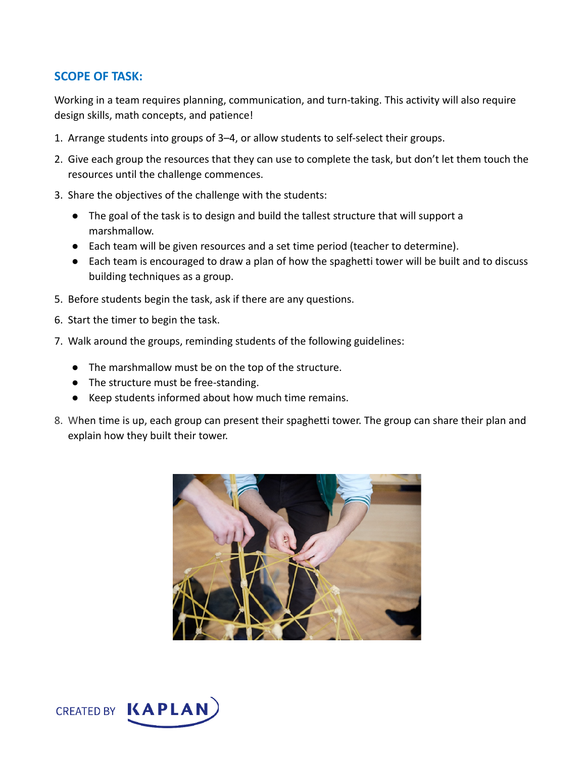## SCOPE OF TASK:

Working in a team requires planning, communication, and turn-taking. This activity will also require design skills, math concepts, and patience!

1. Arrange students into groups of 3–4, or allow students to self-select their groups.
2. Give each group the resources that they can use to complete the task, but don't let them touch the resources until the challenge commences.
3. Share the objectives of the challenge with the students:
   - The goal of the task is to design and build the tallest structure that will support a marshmallow.
   - Each team will be given resources and a set time period (teacher to determine).
   - Each team is encouraged to draw a plan of how the spaghetti tower will be built and to discuss building techniques as a group.
5. Before students begin the task, ask if there are any questions.
6. Start the timer to begin the task.
7. Walk around the groups, reminding students of the following guidelines:
   - The marshmallow must be on the top of the structure.
   - The structure must be free-standing.
   - Keep students informed about how much time remains.
8. When time is up, each group can present their spaghetti tower. The group can share their plan and explain how they built their tower.

CREATED BY KAPLAN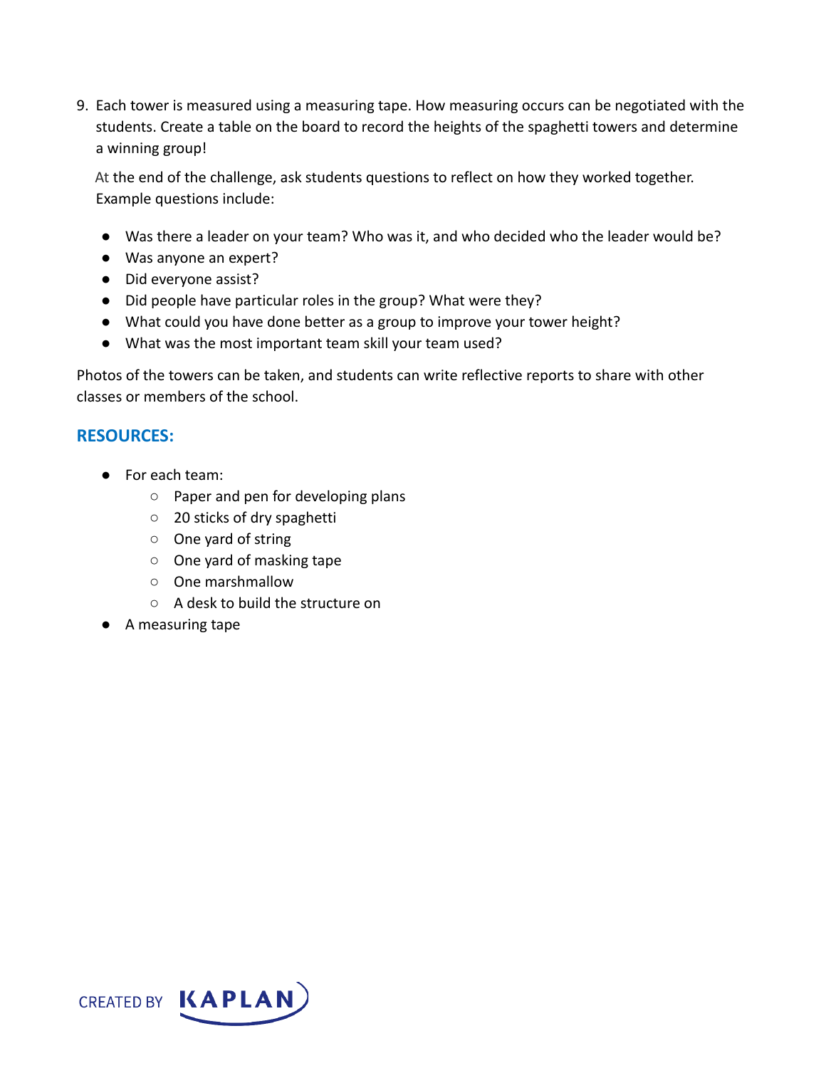9. Each tower is measured using a measuring tape. How measuring occurs can be negotiated with the students. Create a table on the board to record the heights of the spaghetti towers and determine a winning group!

   At the end of the challenge, ask students questions to reflect on how they worked together. Example questions include:

   - Was there a leader on your team? Who was it, and who decided who the leader would be?
   - Was anyone an expert?
   - Did everyone assist?
   - Did people have particular roles in the group? What were they?
   - What could you have done better as a group to improve your tower height?
   - What was the most important team skill your team used?

Photos of the towers can be taken, and students can write reflective reports to share with other classes or members of the school.

## RESOURCES:

- For each team:
  - Paper and pen for developing plans
  - 20 sticks of dry spaghetti
  - One yard of string
  - One yard of masking tape
  - One marshmallow
  - A desk to build the structure on
- A measuring tape